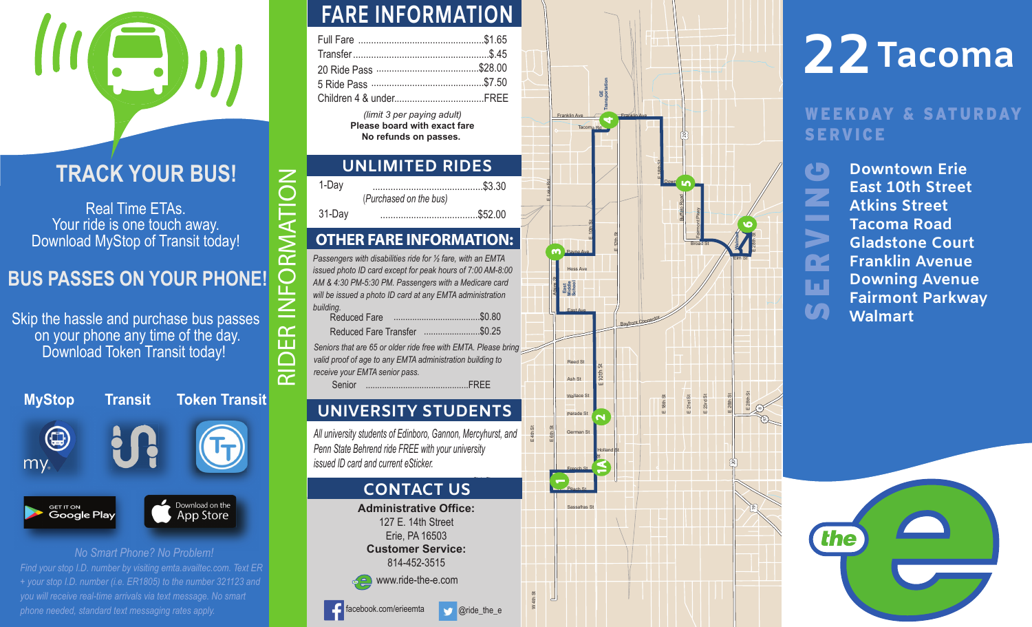# TRACK YOUR BUS!

Real Time ETAs.
Your ride is one touch away.
Download MyStop of Transit today!

## BUS PASSES ON YOUR PHONE!

Skip the hassle and purchase bus passes on your phone any time of the day.
Download Token Transit today!

**MyStop** **Transit** **Token Transit**

GET IT ON Google Play | Download on the App Store

*No Smart Phone? No Problem!*

*Find your stop I.D. number by visiting emta.availtec.com. Text ER + your stop I.D. number (i.e. ER1805) to the number 321123 and you will receive real-time arrivals via text message. No smart phone needed, standard text messaging rates apply.*

RIDER INFORMATION

## FARE INFORMATION

| | |
|---|---|
| Full Fare | $1.65 |
| Transfer | $.45 |
| 20 Ride Pass | $28.00 |
| 5 Ride Pass | $7.50 |
| Children 4 & under | FREE |

*(limit 3 per paying adult)*
**Please board with exact fare**
**No refunds on passes.**

## UNLIMITED RIDES

| | |
|---|---|
| 1-Day *(Purchased on the bus)* | $3.30 |
| 31-Day | $52.00 |

## OTHER FARE INFORMATION:

*Passengers with disabilities ride for ½ fare, with an EMTA issued photo ID card except for peak hours of 7:00 AM-8:00 AM & 4:30 PM-5:30 PM. Passengers with a Medicare card will be issued a photo ID card at any EMTA administration building.*

| | |
|---|---|
| Reduced Fare | $0.80 |
| Reduced Fare Transfer | $0.25 |

*Seniors that are 65 or older ride free with EMTA. Please bring valid proof of age to any EMTA administration building to receive your EMTA senior pass.*

| | |
|---|---|
| Senior | FREE |

## UNIVERSITY STUDENTS

*All university students of Edinboro, Gannon, Mercyhurst, and Penn State Behrend ride FREE with your university issued ID card and current eSticker.*

## CONTACT US

**Administrative Office:**
127 E. 14th Street
Erie, PA 16503
**Customer Service:**
814-452-3515
www.ride-the-e.com

facebook.com/erieemta
@ride_the_e

# 22 Tacoma

WEEKDAY & SATURDAY SERVICE

**SERVING**

- Downtown Erie
- East 10th Street
- Atkins Street
- Tacoma Road
- Gladstone Court
- Franklin Avenue
- Downing Avenue
- Fairmont Parkway
- Walmart

the e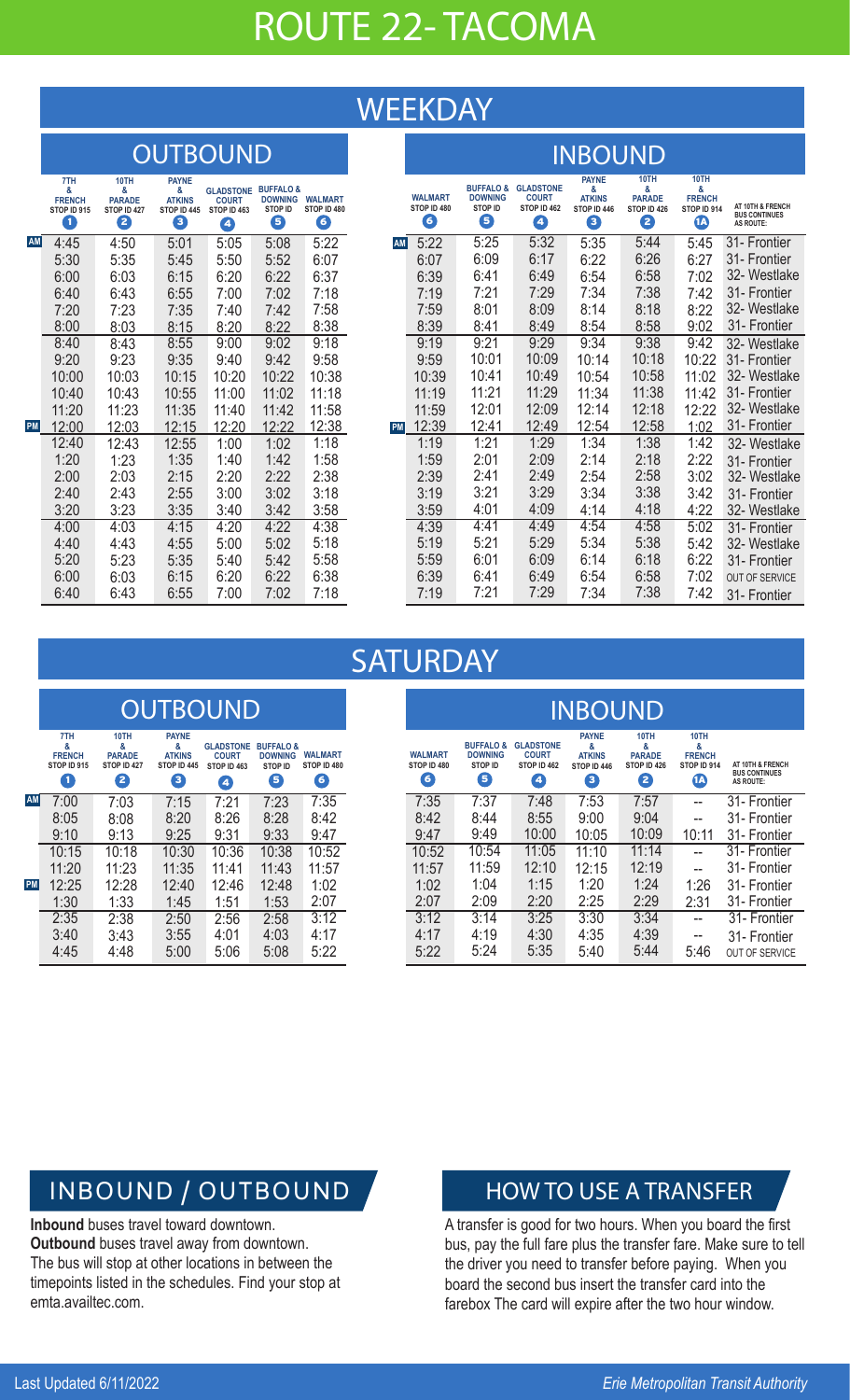# ROUTE 22- TACOMA

## WEEKDAY

### OUTBOUND

| | 7TH & FRENCH STOP ID 915 (1) | 10TH & PARADE STOP ID 427 (2) | PAYNE & ATKINS STOP ID 445 (3) | GLADSTONE COURT STOP ID 463 (4) | BUFFALO & DOWNING STOP ID (5) | WALMART STOP ID 480 (6) |
|---|---|---|---|---|---|---|
| AM | 4:45 | 4:50 | 5:01 | 5:05 | 5:08 | 5:22 |
| | 5:30 | 5:35 | 5:45 | 5:50 | 5:52 | 6:07 |
| | 6:00 | 6:03 | 6:15 | 6:20 | 6:22 | 6:37 |
| | 6:40 | 6:43 | 6:55 | 7:00 | 7:02 | 7:18 |
| | 7:20 | 7:23 | 7:35 | 7:40 | 7:42 | 7:58 |
| | 8:00 | 8:03 | 8:15 | 8:20 | 8:22 | 8:38 |
| | 8:40 | 8:43 | 8:55 | 9:00 | 9:02 | 9:18 |
| | 9:20 | 9:23 | 9:35 | 9:40 | 9:42 | 9:58 |
| | 10:00 | 10:03 | 10:15 | 10:20 | 10:22 | 10:38 |
| | 10:40 | 10:43 | 10:55 | 11:00 | 11:02 | 11:18 |
| | 11:20 | 11:23 | 11:35 | 11:40 | 11:42 | 11:58 |
| PM | 12:00 | 12:03 | 12:15 | 12:20 | 12:22 | 12:38 |
| | 12:40 | 12:43 | 12:55 | 1:00 | 1:02 | 1:18 |
| | 1:20 | 1:23 | 1:35 | 1:40 | 1:42 | 1:58 |
| | 2:00 | 2:03 | 2:15 | 2:20 | 2:22 | 2:38 |
| | 2:40 | 2:43 | 2:55 | 3:00 | 3:02 | 3:18 |
| | 3:20 | 3:23 | 3:35 | 3:40 | 3:42 | 3:58 |
| | 4:00 | 4:03 | 4:15 | 4:20 | 4:22 | 4:38 |
| | 4:40 | 4:43 | 4:55 | 5:00 | 5:02 | 5:18 |
| | 5:20 | 5:23 | 5:35 | 5:40 | 5:42 | 5:58 |
| | 6:00 | 6:03 | 6:15 | 6:20 | 6:22 | 6:38 |
| | 6:40 | 6:43 | 6:55 | 7:00 | 7:02 | 7:18 |

### INBOUND

| | WALMART STOP ID 480 (6) | BUFFALO & DOWNING STOP ID (5) | GLADSTONE COURT STOP ID 462 (4) | PAYNE & ATKINS STOP ID 446 (3) | 10TH & PARADE STOP ID 426 (2) | 10TH & FRENCH STOP ID 914 (1A) | AT 10TH & FRENCH BUS CONTINUES AS ROUTE: |
|---|---|---|---|---|---|---|---|
| AM | 5:22 | 5:25 | 5:32 | 5:35 | 5:44 | 5:45 | 31- Frontier |
| | 6:07 | 6:09 | 6:17 | 6:22 | 6:26 | 6:27 | 31- Frontier |
| | 6:39 | 6:41 | 6:49 | 6:54 | 6:58 | 7:02 | 32- Westlake |
| | 7:19 | 7:21 | 7:29 | 7:34 | 7:38 | 7:42 | 31- Frontier |
| | 7:59 | 8:01 | 8:09 | 8:14 | 8:18 | 8:22 | 32- Westlake |
| | 8:39 | 8:41 | 8:49 | 8:54 | 8:58 | 9:02 | 31- Frontier |
| | 9:19 | 9:21 | 9:29 | 9:34 | 9:38 | 9:42 | 32- Westlake |
| | 9:59 | 10:01 | 10:09 | 10:14 | 10:18 | 10:22 | 31- Frontier |
| | 10:39 | 10:41 | 10:49 | 10:54 | 10:58 | 11:02 | 32- Westlake |
| | 11:19 | 11:21 | 11:29 | 11:34 | 11:38 | 11:42 | 31- Frontier |
| | 11:59 | 12:01 | 12:09 | 12:14 | 12:18 | 12:22 | 32- Westlake |
| PM | 12:39 | 12:41 | 12:49 | 12:54 | 12:58 | 1:02 | 31- Frontier |
| | 1:19 | 1:21 | 1:29 | 1:34 | 1:38 | 1:42 | 32- Westlake |
| | 1:59 | 2:01 | 2:09 | 2:14 | 2:18 | 2:22 | 31- Frontier |
| | 2:39 | 2:41 | 2:49 | 2:54 | 2:58 | 3:02 | 32- Westlake |
| | 3:19 | 3:21 | 3:29 | 3:34 | 3:38 | 3:42 | 31- Frontier |
| | 3:59 | 4:01 | 4:09 | 4:14 | 4:18 | 4:22 | 32- Westlake |
| | 4:39 | 4:41 | 4:49 | 4:54 | 4:58 | 5:02 | 31- Frontier |
| | 5:19 | 5:21 | 5:29 | 5:34 | 5:38 | 5:42 | 32- Westlake |
| | 5:59 | 6:01 | 6:09 | 6:14 | 6:18 | 6:22 | 31- Frontier |
| | 6:39 | 6:41 | 6:49 | 6:54 | 6:58 | 7:02 | OUT OF SERVICE |
| | 7:19 | 7:21 | 7:29 | 7:34 | 7:38 | 7:42 | 31- Frontier |

## SATURDAY

### OUTBOUND

| | 7TH & FRENCH STOP ID 915 (1) | 10TH & PARADE STOP ID 427 (2) | PAYNE & ATKINS STOP ID 445 (3) | GLADSTONE COURT STOP ID 463 (4) | BUFFALO & DOWNING STOP ID (5) | WALMART STOP ID 480 (6) |
|---|---|---|---|---|---|---|
| AM | 7:00 | 7:03 | 7:15 | 7:21 | 7:23 | 7:35 |
| | 8:05 | 8:08 | 8:20 | 8:26 | 8:28 | 8:42 |
| | 9:10 | 9:13 | 9:25 | 9:31 | 9:33 | 9:47 |
| | 10:15 | 10:18 | 10:30 | 10:36 | 10:38 | 10:52 |
| | 11:20 | 11:23 | 11:35 | 11:41 | 11:43 | 11:57 |
| PM | 12:25 | 12:28 | 12:40 | 12:46 | 12:48 | 1:02 |
| | 1:30 | 1:33 | 1:45 | 1:51 | 1:53 | 2:07 |
| | 2:35 | 2:38 | 2:50 | 2:56 | 2:58 | 3:12 |
| | 3:40 | 3:43 | 3:55 | 4:01 | 4:03 | 4:17 |
| | 4:45 | 4:48 | 5:00 | 5:06 | 5:08 | 5:22 |

### INBOUND

| WALMART STOP ID 480 (6) | BUFFALO & DOWNING STOP ID (5) | GLADSTONE COURT STOP ID 462 (4) | PAYNE & ATKINS STOP ID 446 (3) | 10TH & PARADE STOP ID 426 (2) | 10TH & FRENCH STOP ID 914 (1A) | AT 10TH & FRENCH BUS CONTINUES AS ROUTE: |
|---|---|---|---|---|---|---|
| 7:35 | 7:37 | 7:48 | 7:53 | 7:57 | -- | 31- Frontier |
| 8:42 | 8:44 | 8:55 | 9:00 | 9:04 | -- | 31- Frontier |
| 9:47 | 9:49 | 10:00 | 10:05 | 10:09 | 10:11 | 31- Frontier |
| 10:52 | 10:54 | 11:05 | 11:10 | 11:14 | -- | 31- Frontier |
| 11:57 | 11:59 | 12:10 | 12:15 | 12:19 | -- | 31- Frontier |
| 1:02 | 1:04 | 1:15 | 1:20 | 1:24 | 1:26 | 31- Frontier |
| 2:07 | 2:09 | 2:20 | 2:25 | 2:29 | 2:31 | 31- Frontier |
| 3:12 | 3:14 | 3:25 | 3:30 | 3:34 | -- | 31- Frontier |
| 4:17 | 4:19 | 4:30 | 4:35 | 4:39 | -- | 31- Frontier |
| 5:22 | 5:24 | 5:35 | 5:40 | 5:44 | 5:46 | OUT OF SERVICE |

## INBOUND / OUTBOUND

**Inbound** buses travel toward downtown.
**Outbound** buses travel away from downtown.
The bus will stop at other locations in between the timepoints listed in the schedules. Find your stop at emta.availtec.com.

## HOW TO USE A TRANSFER

A transfer is good for two hours. When you board the first bus, pay the full fare plus the transfer fare. Make sure to tell the driver you need to transfer before paying. When you board the second bus insert the transfer card into the farebox The card will expire after the two hour window.

Last Updated 6/11/2022

*Erie Metropolitan Transit Authority*